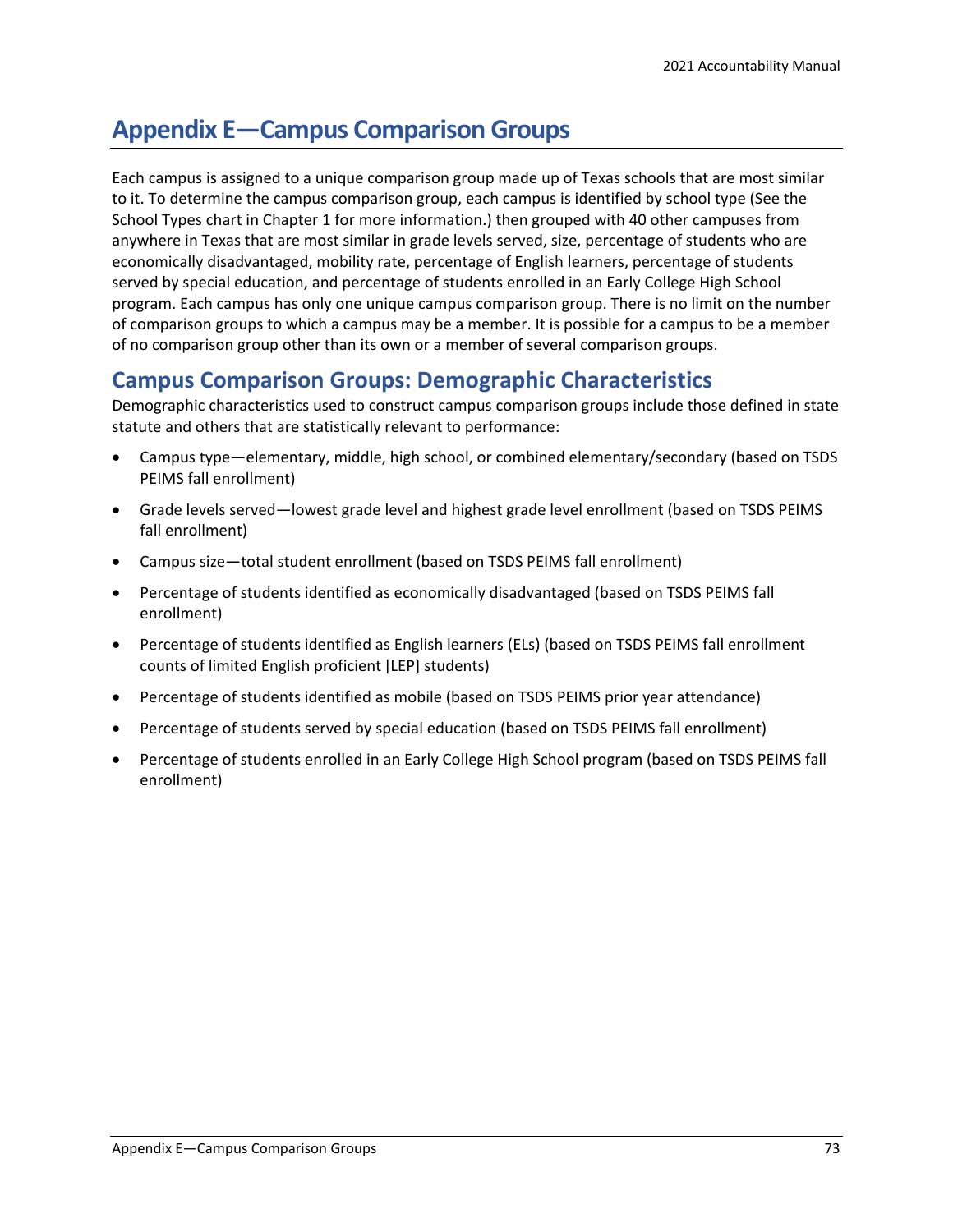# Appendix E—Campus Comparison Groups

Each campus is assigned to a unique comparison group made up of Texas schools that are most similar to it. To determine the campus comparison group, each campus is identified by school type (See the School Types chart in Chapter 1 for more information.) then grouped with 40 other campuses from anywhere in Texas that are most similar in grade levels served, size, percentage of students who are economically disadvantaged, mobility rate, percentage of English learners, percentage of students served by special education, and percentage of students enrolled in an Early College High School program. Each campus has only one unique campus comparison group. There is no limit on the number of comparison groups to which a campus may be a member. It is possible for a campus to be a member of no comparison group other than its own or a member of several comparison groups.

## Campus Comparison Groups: Demographic Characteristics

Demographic characteristics used to construct campus comparison groups include those defined in state statute and others that are statistically relevant to performance:

- Campus type—elementary, middle, high school, or combined elementary/secondary (based on TSDS PEIMS fall enrollment)
- Grade levels served—lowest grade level and highest grade level enrollment (based on TSDS PEIMS fall enrollment)
- Campus size—total student enrollment (based on TSDS PEIMS fall enrollment)
- Percentage of students identified as economically disadvantaged (based on TSDS PEIMS fall enrollment)
- Percentage of students identified as English learners (ELs) (based on TSDS PEIMS fall enrollment counts of limited English proficient [LEP] students)
- Percentage of students identified as mobile (based on TSDS PEIMS prior year attendance)
- Percentage of students served by special education (based on TSDS PEIMS fall enrollment)
- Percentage of students enrolled in an Early College High School program (based on TSDS PEIMS fall enrollment)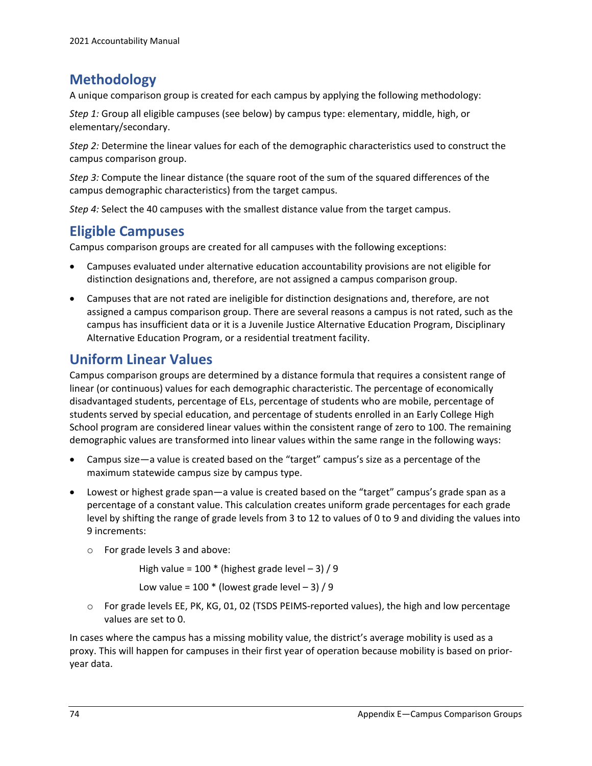## Methodology

A unique comparison group is created for each campus by applying the following methodology:

*Step 1:* Group all eligible campuses (see below) by campus type: elementary, middle, high, or elementary/secondary.

*Step 2:* Determine the linear values for each of the demographic characteristics used to construct the campus comparison group.

*Step 3:* Compute the linear distance (the square root of the sum of the squared differences of the campus demographic characteristics) from the target campus.

*Step 4:* Select the 40 campuses with the smallest distance value from the target campus.

## Eligible Campuses

Campus comparison groups are created for all campuses with the following exceptions:

- Campuses evaluated under alternative education accountability provisions are not eligible for distinction designations and, therefore, are not assigned a campus comparison group.
- Campuses that are not rated are ineligible for distinction designations and, therefore, are not assigned a campus comparison group. There are several reasons a campus is not rated, such as the campus has insufficient data or it is a Juvenile Justice Alternative Education Program, Disciplinary Alternative Education Program, or a residential treatment facility.

## Uniform Linear Values

Campus comparison groups are determined by a distance formula that requires a consistent range of linear (or continuous) values for each demographic characteristic. The percentage of economically disadvantaged students, percentage of ELs, percentage of students who are mobile, percentage of students served by special education, and percentage of students enrolled in an Early College High School program are considered linear values within the consistent range of zero to 100. The remaining demographic values are transformed into linear values within the same range in the following ways:

- Campus size—a value is created based on the "target" campus's size as a percentage of the maximum statewide campus size by campus type.
- Lowest or highest grade span—a value is created based on the "target" campus's grade span as a percentage of a constant value. This calculation creates uniform grade percentages for each grade level by shifting the range of grade levels from 3 to 12 to values of 0 to 9 and dividing the values into 9 increments:
  - For grade levels 3 and above:

    High value = 100 * (highest grade level – 3) / 9

    Low value = 100 * (lowest grade level – 3) / 9

  - For grade levels EE, PK, KG, 01, 02 (TSDS PEIMS-reported values), the high and low percentage values are set to 0.

In cases where the campus has a missing mobility value, the district's average mobility is used as a proxy. This will happen for campuses in their first year of operation because mobility is based on prior-year data.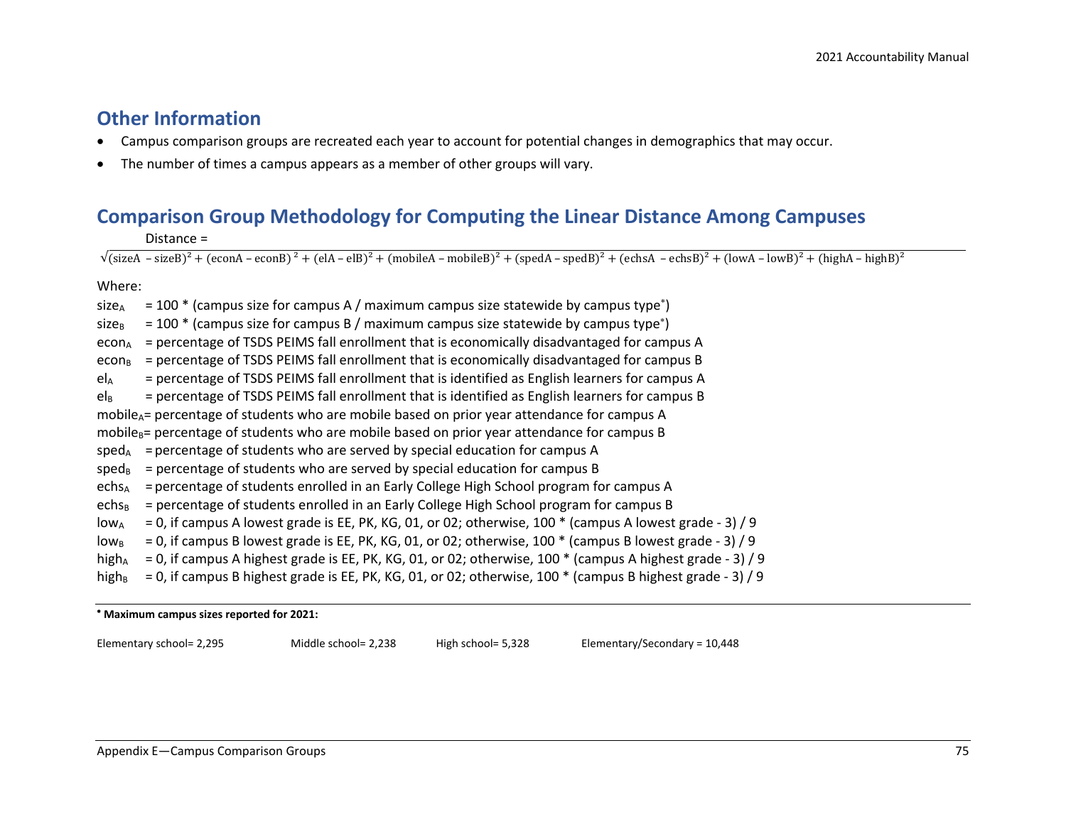## Other Information

- Campus comparison groups are recreated each year to account for potential changes in demographics that may occur.
- The number of times a campus appears as a member of other groups will vary.

## Comparison Group Methodology for Computing the Linear Distance Among Campuses

Distance =

$$\sqrt{(\text{sizeA} - \text{sizeB})^2 + (\text{econA} - \text{econB})^2 + (\text{elA} - \text{elB})^2 + (\text{mobileA} - \text{mobileB})^2 + (\text{spedA} - \text{spedB})^2 + (\text{echsA} - \text{echsB})^2 + (\text{lowA} - \text{lowB})^2 + (\text{highA} - \text{highB})^2}$$

Where:

$\text{size}_A$ = 100 * (campus size for campus A / maximum campus size statewide by campus type*)

$\text{size}_B$ = 100 * (campus size for campus B / maximum campus size statewide by campus type*)

$\text{econ}_A$ = percentage of TSDS PEIMS fall enrollment that is economically disadvantaged for campus A

$\text{econ}_B$ = percentage of TSDS PEIMS fall enrollment that is economically disadvantaged for campus B

$\text{el}_A$ = percentage of TSDS PEIMS fall enrollment that is identified as English learners for campus A

$\text{el}_B$ = percentage of TSDS PEIMS fall enrollment that is identified as English learners for campus B

$\text{mobile}_A$ = percentage of students who are mobile based on prior year attendance for campus A

$\text{mobile}_B$ = percentage of students who are mobile based on prior year attendance for campus B

$\text{sped}_A$ = percentage of students who are served by special education for campus A

$\text{sped}_B$ = percentage of students who are served by special education for campus B

$\text{echs}_A$ = percentage of students enrolled in an Early College High School program for campus A

$\text{echs}_B$ = percentage of students enrolled in an Early College High School program for campus B

$\text{low}_A$ = 0, if campus A lowest grade is EE, PK, KG, 01, or 02; otherwise, 100 * (campus A lowest grade - 3) / 9

$\text{low}_B$ = 0, if campus B lowest grade is EE, PK, KG, 01, or 02; otherwise, 100 * (campus B lowest grade - 3) / 9

$\text{high}_A$ = 0, if campus A highest grade is EE, PK, KG, 01, or 02; otherwise, 100 * (campus A highest grade - 3) / 9

$\text{high}_B$ = 0, if campus B highest grade is EE, PK, KG, 01, or 02; otherwise, 100 * (campus B highest grade - 3) / 9

---

**\* Maximum campus sizes reported for 2021:**

Elementary school= 2,295    Middle school= 2,238    High school= 5,328    Elementary/Secondary = 10,448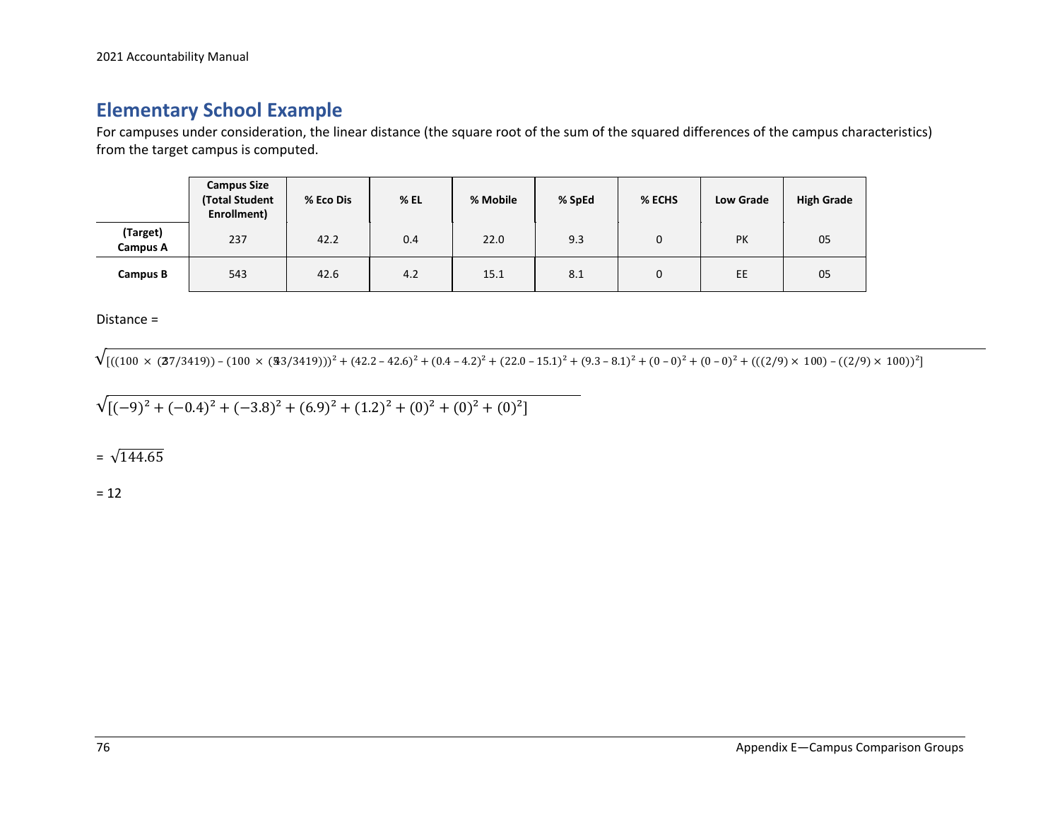## Elementary School Example

For campuses under consideration, the linear distance (the square root of the sum of the squared differences of the campus characteristics) from the target campus is computed.

| | Campus Size (Total Student Enrollment) | % Eco Dis | % EL | % Mobile | % SpEd | % ECHS | Low Grade | High Grade |
|---|---|---|---|---|---|---|---|---|
| **(Target) Campus A** | 237 | 42.2 | 0.4 | 22.0 | 9.3 | 0 | PK | 05 |
| **Campus B** | 543 | 42.6 | 4.2 | 15.1 | 8.1 | 0 | EE | 05 |

Distance =

$$\sqrt{[((100 \times (237/3419)) - (100 \times (543/3419)))^2 + (42.2 - 42.6)^2 + (0.4 - 4.2)^2 + (22.0 - 15.1)^2 + (9.3 - 8.1)^2 + (0 - 0)^2 + (0 - 0)^2 + (((2/9) \times 100) - ((2/9) \times 100))^2]}$$

$$\sqrt{[(-9)^2 + (-0.4)^2 + (-3.8)^2 + (6.9)^2 + (1.2)^2 + (0)^2 + (0)^2 + (0)^2]}$$

$= \sqrt{144.65}$

= 12